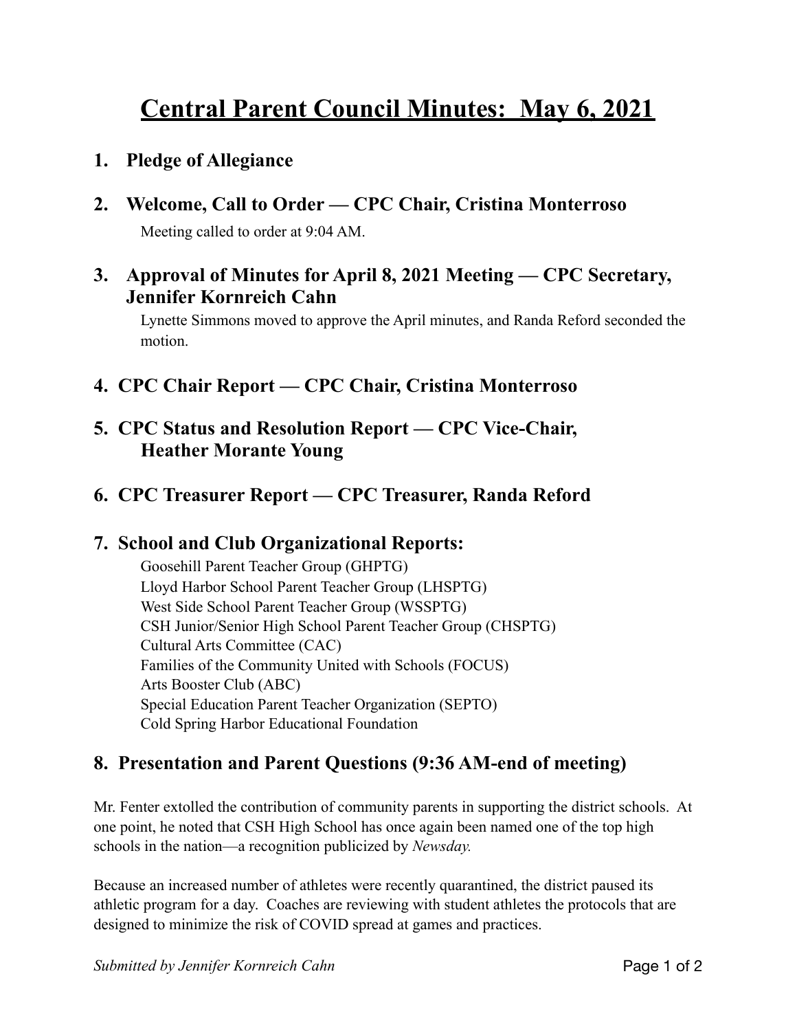# Central Parent Council Minutes: May 6, 2021

1. **Pledge of Allegiance**

2. **Welcome, Call to Order — CPC Chair, Cristina Monterroso**

   Meeting called to order at 9:04 AM.

3. **Approval of Minutes for April 8, 2021 Meeting — CPC Secretary, Jennifer Kornreich Cahn**

   Lynette Simmons moved to approve the April minutes, and Randa Reford seconded the motion.

4. **CPC Chair Report — CPC Chair, Cristina Monterroso**

5. **CPC Status and Resolution Report — CPC Vice-Chair, Heather Morante Young**

6. **CPC Treasurer Report — CPC Treasurer, Randa Reford**

7. **School and Club Organizational Reports:**

   Goosehill Parent Teacher Group (GHPTG)
   Lloyd Harbor School Parent Teacher Group (LHSPTG)
   West Side School Parent Teacher Group (WSSPTG)
   CSH Junior/Senior High School Parent Teacher Group (CHSPTG)
   Cultural Arts Committee (CAC)
   Families of the Community United with Schools (FOCUS)
   Arts Booster Club (ABC)
   Special Education Parent Teacher Organization (SEPTO)
   Cold Spring Harbor Educational Foundation

8. **Presentation and Parent Questions (9:36 AM-end of meeting)**

Mr. Fenter extolled the contribution of community parents in supporting the district schools. At one point, he noted that CSH High School has once again been named one of the top high schools in the nation—a recognition publicized by *Newsday.*

Because an increased number of athletes were recently quarantined, the district paused its athletic program for a day. Coaches are reviewing with student athletes the protocols that are designed to minimize the risk of COVID spread at games and practices.

*Submitted by Jennifer Kornreich Cahn*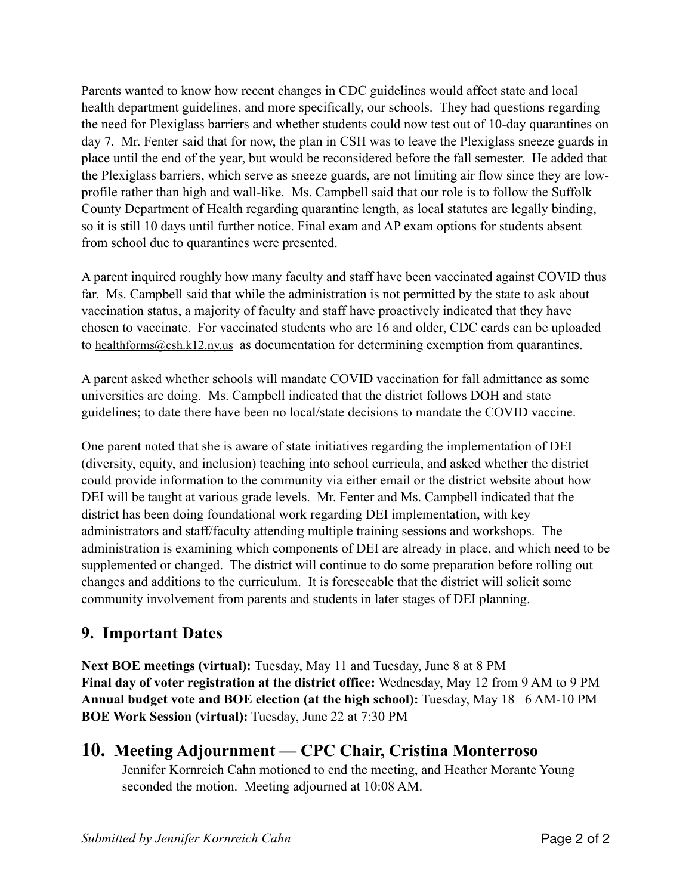Parents wanted to know how recent changes in CDC guidelines would affect state and local health department guidelines, and more specifically, our schools. They had questions regarding the need for Plexiglass barriers and whether students could now test out of 10-day quarantines on day 7. Mr. Fenter said that for now, the plan in CSH was to leave the Plexiglass sneeze guards in place until the end of the year, but would be reconsidered before the fall semester. He added that the Plexiglass barriers, which serve as sneeze guards, are not limiting air flow since they are low-profile rather than high and wall-like. Ms. Campbell said that our role is to follow the Suffolk County Department of Health regarding quarantine length, as local statutes are legally binding, so it is still 10 days until further notice. Final exam and AP exam options for students absent from school due to quarantines were presented.

A parent inquired roughly how many faculty and staff have been vaccinated against COVID thus far. Ms. Campbell said that while the administration is not permitted by the state to ask about vaccination status, a majority of faculty and staff have proactively indicated that they have chosen to vaccinate. For vaccinated students who are 16 and older, CDC cards can be uploaded to healthforms@csh.k12.ny.us as documentation for determining exemption from quarantines.

A parent asked whether schools will mandate COVID vaccination for fall admittance as some universities are doing. Ms. Campbell indicated that the district follows DOH and state guidelines; to date there have been no local/state decisions to mandate the COVID vaccine.

One parent noted that she is aware of state initiatives regarding the implementation of DEI (diversity, equity, and inclusion) teaching into school curricula, and asked whether the district could provide information to the community via either email or the district website about how DEI will be taught at various grade levels. Mr. Fenter and Ms. Campbell indicated that the district has been doing foundational work regarding DEI implementation, with key administrators and staff/faculty attending multiple training sessions and workshops. The administration is examining which components of DEI are already in place, and which need to be supplemented or changed. The district will continue to do some preparation before rolling out changes and additions to the curriculum. It is foreseeable that the district will solicit some community involvement from parents and students in later stages of DEI planning.

## 9. Important Dates

**Next BOE meetings (virtual):** Tuesday, May 11 and Tuesday, June 8 at 8 PM
**Final day of voter registration at the district office:** Wednesday, May 12 from 9 AM to 9 PM
**Annual budget vote and BOE election (at the high school):** Tuesday, May 18 6 AM-10 PM
**BOE Work Session (virtual):** Tuesday, June 22 at 7:30 PM

## 10. Meeting Adjournment — CPC Chair, Cristina Monterroso

Jennifer Kornreich Cahn motioned to end the meeting, and Heather Morante Young seconded the motion. Meeting adjourned at 10:08 AM.

*Submitted by Jennifer Kornreich Cahn*